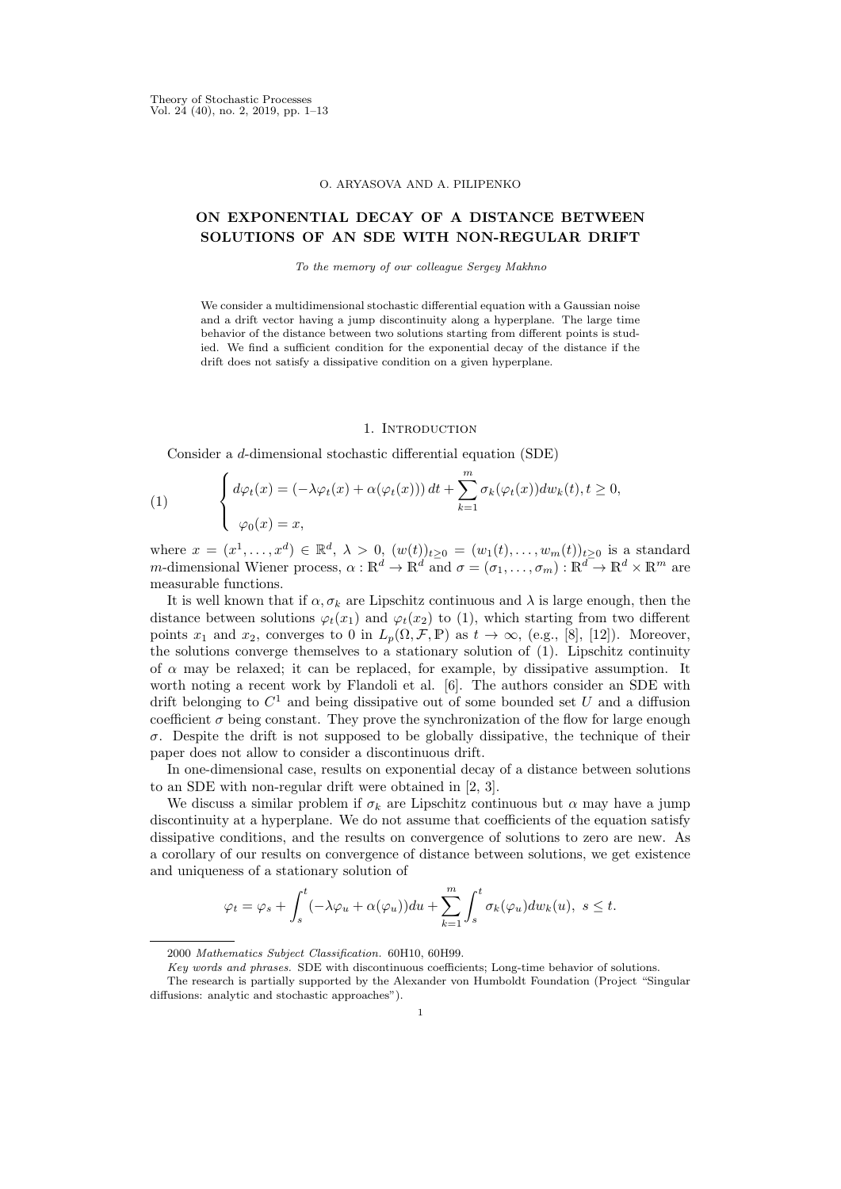O. ARYASOVA AND A. PILIPENKO

# ON EXPONENTIAL DECAY OF A DISTANCE BETWEEN SOLUTIONS OF AN SDE WITH NON-REGULAR DRIFT

*To the memory of our colleague Sergey Makhno*

We consider a multidimensional stochastic differential equation with a Gaussian noise and a drift vector having a jump discontinuity along a hyperplane. The large time behavior of the distance between two solutions starting from different points is studied. We find a sufficient condition for the exponential decay of the distance if the drift does not satisfy a dissipative condition on a given hyperplane.

## 1. Introduction

Consider a $d$-dimensional stochastic differential equation (SDE)

$$
\begin{cases} d\varphi_t(x) = (-\lambda\varphi_t(x) + \alpha(\varphi_t(x)))\,dt + \displaystyle\sum_{k=1}^{m} \sigma_k(\varphi_t(x))dw_k(t), t \geq 0, \\ \varphi_0(x) = x, \end{cases} \tag{1}
$$

where $x = (x^1, \ldots, x^d) \in \mathbb{R}^d$, $\lambda > 0$, $(w(t))_{t\geq 0} = (w_1(t), \ldots, w_m(t))_{t\geq 0}$ is a standard $m$-dimensional Wiener process, $\alpha : \mathbb{R}^d \to \mathbb{R}^d$ and $\sigma = (\sigma_1, \ldots, \sigma_m) : \mathbb{R}^d \to \mathbb{R}^d \times \mathbb{R}^m$ are measurable functions.

It is well known that if $\alpha, \sigma_k$ are Lipschitz continuous and $\lambda$ is large enough, then the distance between solutions $\varphi_t(x_1)$ and $\varphi_t(x_2)$ to (1), which starting from two different points $x_1$ and $x_2$, converges to 0 in $L_p(\Omega, \mathcal{F}, \mathbb{P})$ as $t \to \infty$, (e.g., [8], [12]). Moreover, the solutions converge themselves to a stationary solution of (1). Lipschitz continuity of $\alpha$ may be relaxed; it can be replaced, for example, by dissipative assumption. It worth noting a recent work by Flandoli et al. [6]. The authors consider an SDE with drift belonging to $C^1$ and being dissipative out of some bounded set $U$ and a diffusion coefficient $\sigma$ being constant. They prove the synchronization of the flow for large enough $\sigma$. Despite the drift is not supposed to be globally dissipative, the technique of their paper does not allow to consider a discontinuous drift.

In one-dimensional case, results on exponential decay of a distance between solutions to an SDE with non-regular drift were obtained in [2, 3].

We discuss a similar problem if $\sigma_k$ are Lipschitz continuous but $\alpha$ may have a jump discontinuity at a hyperplane. We do not assume that coefficients of the equation satisfy dissipative conditions, and the results on convergence of solutions to zero are new. As a corollary of our results on convergence of distance between solutions, we get existence and uniqueness of a stationary solution of

$$
\varphi_t = \varphi_s + \int_s^t (-\lambda\varphi_u + \alpha(\varphi_u))du + \sum_{k=1}^{m} \int_s^t \sigma_k(\varphi_u)dw_k(u), \ s \leq t.
$$

---

2000 *Mathematics Subject Classification.* 60H10, 60H99.

*Key words and phrases.* SDE with discontinuous coefficients; Long-time behavior of solutions.

The research is partially supported by the Alexander von Humboldt Foundation (Project "Singular diffusions: analytic and stochastic approaches").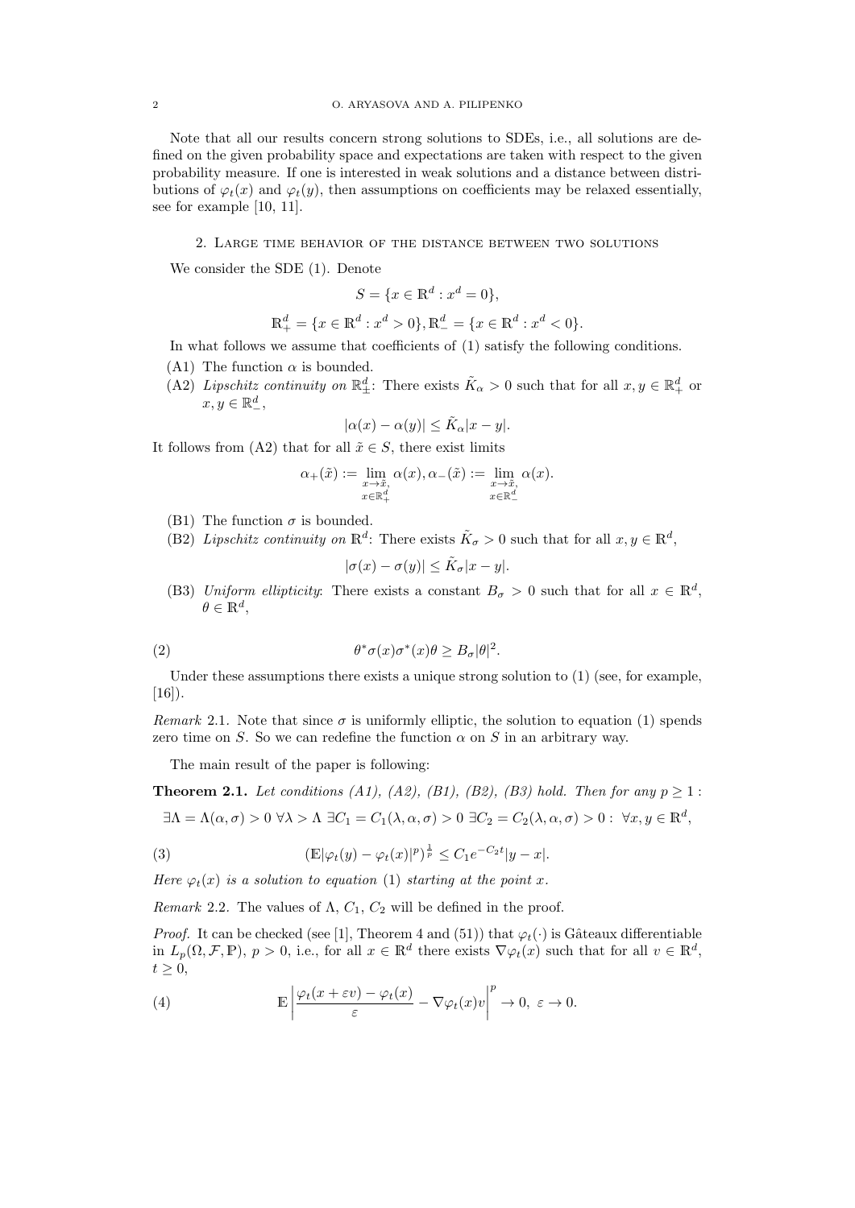Note that all our results concern strong solutions to SDEs, i.e., all solutions are defined on the given probability space and expectations are taken with respect to the given probability measure. If one is interested in weak solutions and a distance between distributions of $\varphi_t(x)$ and $\varphi_t(y)$, then assumptions on coefficients may be relaxed essentially, see for example [10, 11].

## 2. Large time behavior of the distance between two solutions

We consider the SDE (1). Denote

$$S = \{x \in \mathbb{R}^d : x^d = 0\},$$

$$\mathbb{R}^d_+ = \{x \in \mathbb{R}^d : x^d > 0\}, \mathbb{R}^d_- = \{x \in \mathbb{R}^d : x^d < 0\}.$$

In what follows we assume that coefficients of (1) satisfy the following conditions.

(A1) The function $\alpha$ is bounded.

(A2) *Lipschitz continuity on* $\mathbb{R}^d_\pm$: There exists $\tilde{K}_\alpha > 0$ such that for all $x, y \in \mathbb{R}^d_+$ or $x, y \in \mathbb{R}^d_-$,

$$|\alpha(x) - \alpha(y)| \le \tilde{K}_\alpha |x - y|.$$

It follows from (A2) that for all $\tilde{x} \in S$, there exist limits

$$\alpha_+(\tilde{x}) := \lim_{\substack{x \to \tilde{x}, \\ x \in \mathbb{R}^d_+}} \alpha(x), \alpha_-(\tilde{x}) := \lim_{\substack{x \to \tilde{x}, \\ x \in \mathbb{R}^d_-}} \alpha(x).$$

(B1) The function $\sigma$ is bounded.

(B2) *Lipschitz continuity on* $\mathbb{R}^d$: There exists $\tilde{K}_\sigma > 0$ such that for all $x, y \in \mathbb{R}^d$,

$$|\sigma(x) - \sigma(y)| \le \tilde{K}_\sigma |x - y|.$$

(B3) *Uniform ellipticity*: There exists a constant $B_\sigma > 0$ such that for all $x \in \mathbb{R}^d$, $\theta \in \mathbb{R}^d$,

$$\theta^* \sigma(x) \sigma^*(x) \theta \ge B_\sigma |\theta|^2. \tag{2}$$

Under these assumptions there exists a unique strong solution to (1) (see, for example, [16]).

*Remark* 2.1. Note that since $\sigma$ is uniformly elliptic, the solution to equation (1) spends zero time on $S$. So we can redefine the function $\alpha$ on $S$ in an arbitrary way.

The main result of the paper is following:

**Theorem 2.1.** *Let conditions (A1), (A2), (B1), (B2), (B3) hold. Then for any $p \ge 1$ :*

$$\exists \Lambda = \Lambda(\alpha, \sigma) > 0 \ \forall \lambda > \Lambda \ \exists C_1 = C_1(\lambda, \alpha, \sigma) > 0 \ \exists C_2 = C_2(\lambda, \alpha, \sigma) > 0 : \ \forall x, y \in \mathbb{R}^d,$$

$$(\mathbb{E}|\varphi_t(y) - \varphi_t(x)|^p)^{\frac{1}{p}} \le C_1 e^{-C_2 t} |y - x|. \tag{3}$$

*Here $\varphi_t(x)$ is a solution to equation (1) starting at the point $x$.*

*Remark* 2.2. The values of $\Lambda$, $C_1$, $C_2$ will be defined in the proof.

*Proof.* It can be checked (see [1], Theorem 4 and (51)) that $\varphi_t(\cdot)$ is Gâteaux differentiable in $L_p(\Omega, \mathcal{F}, \mathbb{P})$, $p > 0$, i.e., for all $x \in \mathbb{R}^d$ there exists $\nabla \varphi_t(x)$ such that for all $v \in \mathbb{R}^d$, $t \ge 0$,

$$\mathbb{E} \left| \frac{\varphi_t(x + \varepsilon v) - \varphi_t(x)}{\varepsilon} - \nabla \varphi_t(x) v \right|^p \to 0, \ \varepsilon \to 0. \tag{4}$$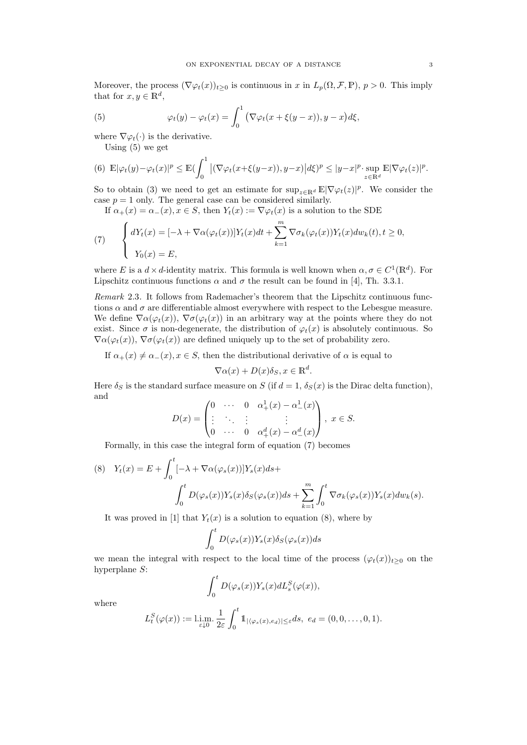Moreover, the process $(\nabla\varphi_t(x))_{t\geq 0}$ is continuous in $x$ in $L_p(\Omega,\mathcal{F},\mathbb{P})$, $p>0$. This imply that for $x,y\in\mathbb{R}^d$,

$$
\varphi_t(y)-\varphi_t(x)=\int_0^1\big(\nabla\varphi_t(x+\xi(y-x)),y-x\big)d\xi, \tag{5}
$$

where $\nabla\varphi_t(\cdot)$ is the derivative.

Using (5) we get

$$
\mathbb{E}|\varphi_t(y)-\varphi_t(x)|^p\leq \mathbb{E}\Big(\int_0^1\big|(\nabla\varphi_t(x+\xi(y-x)),y-x)\big|d\xi\Big)^p\leq |y-x|^p\cdot\sup_{z\in\mathbb{R}^d}\mathbb{E}|\nabla\varphi_t(z)|^p. \tag{6}
$$

So to obtain (3) we need to get an estimate for $\sup_{z\in\mathbb{R}^d}\mathbb{E}|\nabla\varphi_t(z)|^p$. We consider the case $p=1$ only. The general case can be considered similarly.

If $\alpha_+(x)=\alpha_-(x), x\in S$, then $Y_t(x):=\nabla\varphi_t(x)$ is a solution to the SDE

$$
\begin{cases} dY_t(x)=[-\lambda+\nabla\alpha(\varphi_t(x))]Y_t(x)dt+\displaystyle\sum_{k=1}^m\nabla\sigma_k(\varphi_t(x))Y_t(x)dw_k(t), t\geq 0,\\ Y_0(x)=E, \end{cases} \tag{7}
$$

where $E$ is a $d\times d$-identity matrix. This formula is well known when $\alpha,\sigma\in C^1(\mathbb{R}^d)$. For Lipschitz continuous functions $\alpha$ and $\sigma$ the result can be found in [4], Th. 3.3.1.

*Remark* 2.3. It follows from Rademacher's theorem that the Lipschitz continuous functions $\alpha$ and $\sigma$ are differentiable almost everywhere with respect to the Lebesgue measure. We define $\nabla\alpha(\varphi_t(x))$, $\nabla\sigma(\varphi_t(x))$ in an arbitrary way at the points where they do not exist. Since $\sigma$ is non-degenerate, the distribution of $\varphi_t(x)$ is absolutely continuous. So $\nabla\alpha(\varphi_t(x))$, $\nabla\sigma(\varphi_t(x))$ are defined uniquely up to the set of probability zero.

If $\alpha_+(x)\neq\alpha_-(x), x\in S$, then the distributional derivative of $\alpha$ is equal to

$$
\nabla\alpha(x)+D(x)\delta_S, x\in\mathbb{R}^d.
$$

Here $\delta_S$ is the standard surface measure on $S$ (if $d=1$, $\delta_S(x)$ is the Dirac delta function), and

$$
D(x)=\begin{pmatrix}0&\cdots&0&\alpha_+^1(x)-\alpha_-^1(x)\\ \vdots&\ddots&\vdots&\vdots\\ 0&\cdots&0&\alpha_+^d(x)-\alpha_-^d(x)\end{pmatrix},\ x\in S.
$$

Formally, in this case the integral form of equation (7) becomes

$$
Y_t(x)=E+\int_0^t[-\lambda+\nabla\alpha(\varphi_s(x))]Y_s(x)ds+\int_0^t D(\varphi_s(x))Y_s(x)\delta_S(\varphi_s(x))ds+\sum_{k=1}^m\int_0^t\nabla\sigma_k(\varphi_s(x))Y_s(x)dw_k(s). \tag{8}
$$

It was proved in [1] that $Y_t(x)$ is a solution to equation (8), where by

$$
\int_0^t D(\varphi_s(x))Y_s(x)\delta_S(\varphi_s(x))ds
$$

we mean the integral with respect to the local time of the process $(\varphi_t(x))_{t\geq 0}$ on the hyperplane $S$:

$$
\int_0^t D(\varphi_s(x))Y_s(x)dL_s^S(\varphi(x)),
$$

where

$$
L_t^S(\varphi(x)):=\underset{\varepsilon\downarrow 0}{\mathrm{l.i.m.}}\ \frac{1}{2\varepsilon}\int_0^t 1\!\!1_{|\langle\varphi_s(x),e_d\rangle|\leq\varepsilon}ds,\ e_d=(0,0,\ldots,0,1).
$$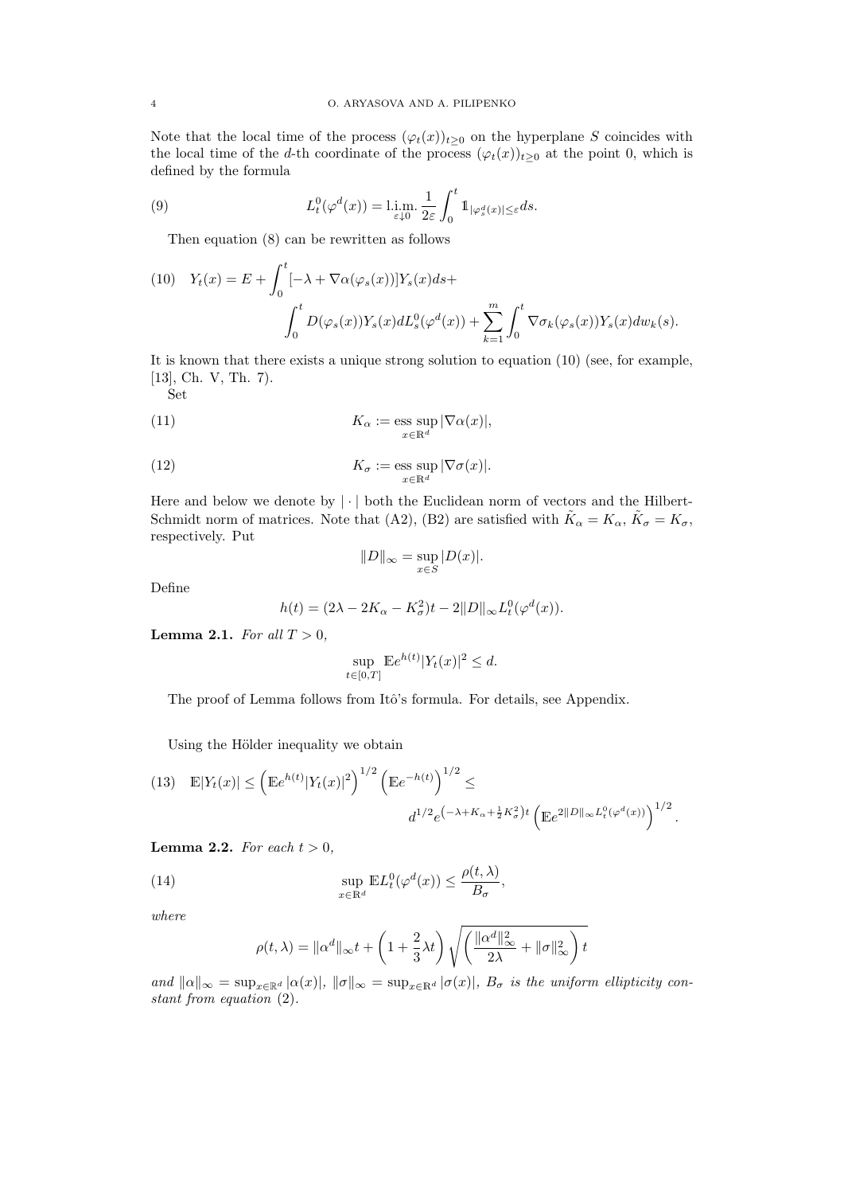Note that the local time of the process $(\varphi_t(x))_{t\geq 0}$ on the hyperplane $S$ coincides with the local time of the $d$-th coordinate of the process $(\varphi_t(x))_{t\geq 0}$ at the point 0, which is defined by the formula

$$L_t^0(\varphi^d(x)) = \underset{\varepsilon\downarrow 0}{\text{l.i.m.}}\ \frac{1}{2\varepsilon}\int_0^t \mathbb{1}_{|\varphi_s^d(x)|\leq\varepsilon}ds. \tag{9}$$

Then equation (8) can be rewritten as follows

$$Y_t(x) = E + \int_0^t [-\lambda + \nabla\alpha(\varphi_s(x))]Y_s(x)ds + \int_0^t D(\varphi_s(x))Y_s(x)dL_s^0(\varphi^d(x)) + \sum_{k=1}^m \int_0^t \nabla\sigma_k(\varphi_s(x))Y_s(x)dw_k(s). \tag{10}$$

It is known that there exists a unique strong solution to equation (10) (see, for example, [13], Ch. V, Th. 7).

Set

$$K_\alpha := \underset{x\in\mathbb{R}^d}{\text{ess sup}}\,|\nabla\alpha(x)|, \tag{11}$$

$$K_\sigma := \underset{x\in\mathbb{R}^d}{\text{ess sup}}\,|\nabla\sigma(x)|. \tag{12}$$

Here and below we denote by $|\cdot|$ both the Euclidean norm of vectors and the Hilbert-Schmidt norm of matrices. Note that (A2), (B2) are satisfied with $\tilde{K}_\alpha = K_\alpha$, $\tilde{K}_\sigma = K_\sigma$, respectively. Put

$$\|D\|_\infty = \sup_{x\in S}|D(x)|.$$

Define

$$h(t) = (2\lambda - 2K_\alpha - K_\sigma^2)t - 2\|D\|_\infty L_t^0(\varphi^d(x)).$$

**Lemma 2.1.** *For all $T>0$,*

$$\sup_{t\in[0,T]} \mathbb{E}e^{h(t)}|Y_t(x)|^2 \leq d.$$

The proof of Lemma follows from Itô's formula. For details, see Appendix.

Using the Hölder inequality we obtain

$$\mathbb{E}|Y_t(x)| \leq \left(\mathbb{E}e^{h(t)}|Y_t(x)|^2\right)^{1/2}\left(\mathbb{E}e^{-h(t)}\right)^{1/2} \leq d^{1/2}e^{\left(-\lambda+K_\alpha+\frac{1}{2}K_\sigma^2\right)t}\left(\mathbb{E}e^{2\|D\|_\infty L_t^0(\varphi^d(x))}\right)^{1/2}. \tag{13}$$

**Lemma 2.2.** *For each $t>0$,*

$$\sup_{x\in\mathbb{R}^d}\mathbb{E}L_t^0(\varphi^d(x)) \leq \frac{\rho(t,\lambda)}{B_\sigma}, \tag{14}$$

*where*

$$\rho(t,\lambda) = \|\alpha^d\|_\infty t + \left(1+\frac{2}{3}\lambda t\right)\sqrt{\left(\frac{\|\alpha^d\|_\infty^2}{2\lambda} + \|\sigma\|_\infty^2\right)t}$$

*and $\|\alpha\|_\infty = \sup_{x\in\mathbb{R}^d}|\alpha(x)|$, $\|\sigma\|_\infty = \sup_{x\in\mathbb{R}^d}|\sigma(x)|$, $B_\sigma$ is the uniform ellipticity constant from equation* (2).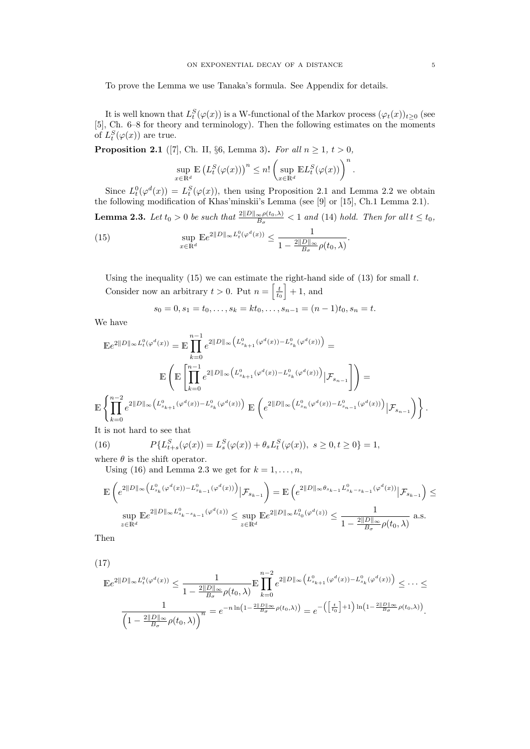To prove the Lemma we use Tanaka's formula. See Appendix for details.

It is well known that $L_t^S(\varphi(x))$ is a W-functional of the Markov process $(\varphi_t(x))_{t\geq 0}$ (see [5], Ch. 6–8 for theory and terminology). Then the following estimates on the moments of $L_t^S(\varphi(x))$ are true.

**Proposition 2.1** ([7], Ch. II, §6, Lemma 3)**.** *For all $n \geq 1$, $t > 0$,*

$$\sup_{x\in\mathbb{R}^d} \mathbb{E}\left(L_t^S(\varphi(x))\right)^n \leq n!\left(\sup_{x\in\mathbb{R}^d} \mathbb{E}L_t^S(\varphi(x))\right)^n.$$

Since $L_t^0(\varphi^d(x)) = L_t^S(\varphi(x))$, then using Proposition 2.1 and Lemma 2.2 we obtain the following modification of Khas'minskii's Lemma (see [9] or [15], Ch.1 Lemma 2.1).

**Lemma 2.3.** *Let $t_0 > 0$ be such that $\frac{2\|D\|_\infty \rho(t_0,\lambda)}{B_\sigma} < 1$ and (14) hold. Then for all $t \leq t_0$,*

$$\sup_{x\in\mathbb{R}^d} \mathbb{E}e^{2\|D\|_\infty L_t^0(\varphi^d(x))} \leq \frac{1}{1-\frac{2\|D\|_\infty}{B_\sigma}\rho(t_0,\lambda)}. \tag{15}$$

Using the inequality (15) we can estimate the right-hand side of (13) for small $t$.

Consider now an arbitrary $t > 0$. Put $n = \left[\frac{t}{t_0}\right] + 1$, and

$$s_0 = 0, s_1 = t_0, \ldots, s_k = kt_0, \ldots, s_{n-1} = (n-1)t_0, s_n = t.$$

We have

$$\mathbb{E}e^{2\|D\|_\infty L_t^0(\varphi^d(x))} = \mathbb{E}\prod_{k=0}^{n-1} e^{2\|D\|_\infty\left(L^0_{s_{k+1}}(\varphi^d(x)) - L^0_{s_k}(\varphi^d(x))\right)} =$$

$$\mathbb{E}\left(\mathbb{E}\left[\prod_{k=0}^{n-1} e^{2\|D\|_\infty\left(L^0_{s_{k+1}}(\varphi^d(x)) - L^0_{s_k}(\varphi^d(x))\right)}\big|\mathcal{F}_{s_{n-1}}\right]\right) =$$

$$\mathbb{E}\left\{\prod_{k=0}^{n-2} e^{2\|D\|_\infty\left(L^0_{s_{k+1}}(\varphi^d(x)) - L^0_{s_k}(\varphi^d(x))\right)}\ \mathbb{E}\left(e^{2\|D\|_\infty\left(L^0_{s_n}(\varphi^d(x)) - L^0_{s_{n-1}}(\varphi^d(x))\right)}\big|\mathcal{F}_{s_{n-1}}\right)\right\}.$$

It is not hard to see that

$$P\{L^S_{t+s}(\varphi(x)) = L^S_s(\varphi(x)) + \theta_s L^S_t(\varphi(x)),\ s \geq 0, t \geq 0\} = 1, \tag{16}$$

where $\theta$ is the shift operator.

Using (16) and Lemma 2.3 we get for $k = 1, \ldots, n$,

$$\mathbb{E}\left(e^{2\|D\|_\infty\left(L^0_{s_k}(\varphi^d(x)) - L^0_{s_{k-1}}(\varphi^d(x))\right)}\big|\mathcal{F}_{s_{k-1}}\right) = \mathbb{E}\left(e^{2\|D\|_\infty \theta_{s_{k-1}} L^0_{s_k - s_{k-1}}(\varphi^d(x))}\big|\mathcal{F}_{s_{k-1}}\right) \leq$$

$$\sup_{z\in\mathbb{R}^d} \mathbb{E}e^{2\|D\|_\infty L^0_{s_k-s_{k-1}}(\varphi^d(z))} \leq \sup_{z\in\mathbb{R}^d}\mathbb{E}e^{2\|D\|_\infty L^0_{t_0}(\varphi^d(z))} \leq \frac{1}{1-\frac{2\|D\|_\infty}{B_\sigma}\rho(t_0,\lambda)} \text{ a.s.}$$

Then

(17)

$$\mathbb{E}e^{2\|D\|_\infty L_t^0(\varphi^d(x))} \leq \frac{1}{1-\frac{2\|D\|_\infty}{B_\sigma}\rho(t_0,\lambda)}\mathbb{E}\prod_{k=0}^{n-2} e^{2\|D\|_\infty\left(L^0_{s_{k+1}}(\varphi^d(x)) - L^0_{s_k}(\varphi^d(x))\right)} \leq \cdots \leq$$

$$\frac{1}{\left(1-\frac{2\|D\|_\infty}{B_\sigma}\rho(t_0,\lambda)\right)^n} = e^{-n\ln\left(1-\frac{2\|D\|_\infty}{B_\sigma}\rho(t_0,\lambda)\right)} = e^{-\left(\left[\frac{t}{t_0}\right]+1\right)\ln\left(1-\frac{2\|D\|_\infty}{B_\sigma}\rho(t_0,\lambda)\right)}.$$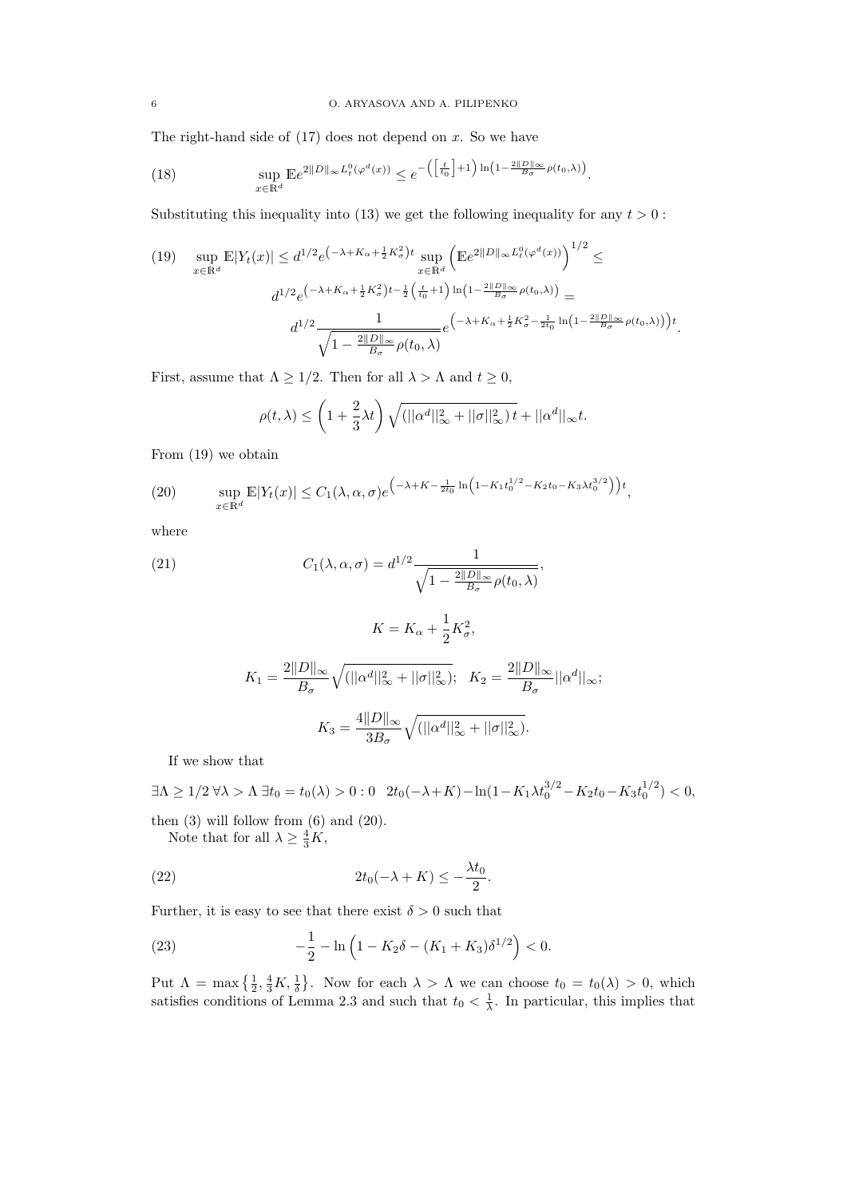The right-hand side of (17) does not depend on $x$. So we have

$$\sup_{x\in\mathbb{R}^d} \mathbb{E}e^{2\|D\|_\infty L_t^0(\varphi^d(x))} \le e^{-\left(\left[\frac{t}{t_0}\right]+1\right)\ln\left(1-\frac{2\|D\|_\infty}{B_\sigma}\rho(t_0,\lambda)\right)}. \tag{18}$$

Substituting this inequality into (13) we get the following inequality for any $t>0$ :

$$\begin{aligned}
\sup_{x\in\mathbb{R}^d} \mathbb{E}|Y_t(x)| &\le d^{1/2} e^{\left(-\lambda+K_\alpha+\frac{1}{2}K_\sigma^2\right)t} \sup_{x\in\mathbb{R}^d}\left(\mathbb{E}e^{2\|D\|_\infty L_t^0(\varphi^d(x))}\right)^{1/2} \le \\
& d^{1/2} e^{\left(-\lambda+K_\alpha+\frac{1}{2}K_\sigma^2\right)t-\frac{1}{2}\left(\frac{t}{t_0}+1\right)\ln\left(1-\frac{2\|D\|_\infty}{B_\sigma}\rho(t_0,\lambda)\right)} = \\
& d^{1/2}\frac{1}{\sqrt{1-\frac{2\|D\|_\infty}{B_\sigma}\rho(t_0,\lambda)}} e^{\left(-\lambda+K_\alpha+\frac{1}{2}K_\sigma^2-\frac{1}{2t_0}\ln\left(1-\frac{2\|D\|_\infty}{B_\sigma}\rho(t_0,\lambda)\right)\right)t}.
\end{aligned} \tag{19}$$

First, assume that $\Lambda \ge 1/2$. Then for all $\lambda > \Lambda$ and $t \ge 0$,

$$\rho(t,\lambda) \le \left(1+\frac{2}{3}\lambda t\right)\sqrt{\left(||\alpha^d||_\infty^2+||\sigma||_\infty^2\right)t} + ||\alpha^d||_\infty t.$$

From (19) we obtain

$$\sup_{x\in\mathbb{R}^d} \mathbb{E}|Y_t(x)| \le C_1(\lambda,\alpha,\sigma) e^{\left(-\lambda+K-\frac{1}{2t_0}\ln\left(1-K_1t_0^{1/2}-K_2t_0-K_3\lambda t_0^{3/2}\right)\right)t}, \tag{20}$$

where

$$C_1(\lambda,\alpha,\sigma) = d^{1/2}\frac{1}{\sqrt{1-\frac{2\|D\|_\infty}{B_\sigma}\rho(t_0,\lambda)}}, \tag{21}$$

$$K = K_\alpha + \frac{1}{2}K_\sigma^2,$$

$$K_1 = \frac{2\|D\|_\infty}{B_\sigma}\sqrt{\left(||\alpha^d||_\infty^2+||\sigma||_\infty^2\right)}; \quad K_2 = \frac{2\|D\|_\infty}{B_\sigma}||\alpha^d||_\infty;$$

$$K_3 = \frac{4\|D\|_\infty}{3B_\sigma}\sqrt{\left(||\alpha^d||_\infty^2+||\sigma||_\infty^2\right)}.$$

If we show that

$$\exists \Lambda \ge 1/2\ \forall \lambda > \Lambda\ \exists t_0 = t_0(\lambda) > 0 : 0 \quad 2t_0(-\lambda+K) - \ln(1-K_1\lambda t_0^{3/2} - K_2t_0 - K_3t_0^{1/2}) < 0,$$

then (3) will follow from (6) and (20).

Note that for all $\lambda \ge \frac{4}{3}K$,

$$2t_0(-\lambda+K) \le -\frac{\lambda t_0}{2}. \tag{22}$$

Further, it is easy to see that there exist $\delta > 0$ such that

$$-\frac{1}{2} - \ln\left(1 - K_2\delta - (K_1+K_3)\delta^{1/2}\right) < 0. \tag{23}$$

Put $\Lambda = \max\left\{\frac{1}{2}, \frac{4}{3}K, \frac{1}{\delta}\right\}$. Now for each $\lambda > \Lambda$ we can choose $t_0 = t_0(\lambda) > 0$, which satisfies conditions of Lemma 2.3 and such that $t_0 < \frac{1}{\lambda}$. In particular, this implies that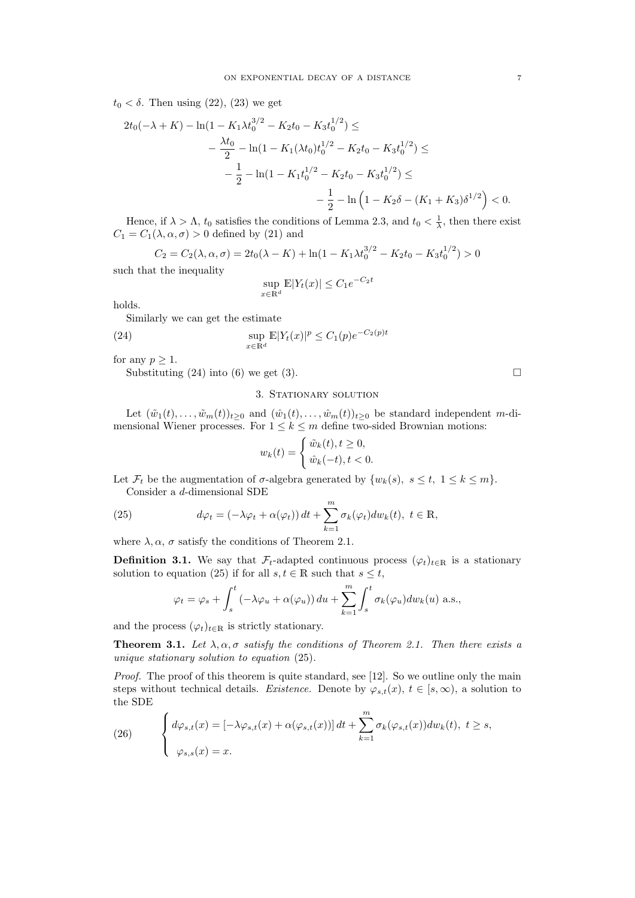$t_0 < \delta$. Then using (22), (23) we get

$$
\begin{aligned}
2t_0(-\lambda + K) - \ln(1 - K_1\lambda t_0^{3/2} - K_2 t_0 - K_3 t_0^{1/2}) \leq \\
-\frac{\lambda t_0}{2} - \ln(1 - K_1(\lambda t_0)t_0^{1/2} - K_2 t_0 - K_3 t_0^{1/2}) \leq \\
-\frac{1}{2} - \ln(1 - K_1 t_0^{1/2} - K_2 t_0 - K_3 t_0^{1/2}) \leq \\
-\frac{1}{2} - \ln\left(1 - K_2\delta - (K_1 + K_3)\delta^{1/2}\right) < 0.
\end{aligned}
$$

Hence, if $\lambda > \Lambda$, $t_0$ satisfies the conditions of Lemma 2.3, and $t_0 < \frac{1}{\lambda}$, then there exist $C_1 = C_1(\lambda, \alpha, \sigma) > 0$ defined by (21) and

$$
C_2 = C_2(\lambda, \alpha, \sigma) = 2t_0(\lambda - K) + \ln(1 - K_1\lambda t_0^{3/2} - K_2 t_0 - K_3 t_0^{1/2}) > 0
$$

such that the inequality

$$
\sup_{x \in \mathbb{R}^d} \mathbb{E}|Y_t(x)| \leq C_1 e^{-C_2 t}
$$

holds.

Similarly we can get the estimate

$$
\sup_{x \in \mathbb{R}^d} \mathbb{E}|Y_t(x)|^p \leq C_1(p) e^{-C_2(p)t} \tag{24}
$$

for any $p \geq 1$.

Substituting (24) into (6) we get (3). $\square$

## 3. Stationary solution

Let $(\tilde{w}_1(t), \ldots, \tilde{w}_m(t))_{t \geq 0}$ and $(\hat{w}_1(t), \ldots, \hat{w}_m(t))_{t \geq 0}$ be standard independent $m$-dimensional Wiener processes. For $1 \leq k \leq m$ define two-sided Brownian motions:

$$
w_k(t) = \begin{cases} \tilde{w}_k(t), t \geq 0, \\ \hat{w}_k(-t), t < 0. \end{cases}
$$

Let $\mathcal{F}_t$ be the augmentation of $\sigma$-algebra generated by $\{w_k(s),\ s \leq t,\ 1 \leq k \leq m\}$.

Consider a $d$-dimensional SDE

$$
d\varphi_t = (-\lambda\varphi_t + \alpha(\varphi_t))\,dt + \sum_{k=1}^m \sigma_k(\varphi_t) dw_k(t),\ t \in \mathbb{R}, \tag{25}
$$

where $\lambda, \alpha$, $\sigma$ satisfy the conditions of Theorem 2.1.

**Definition 3.1.** We say that $\mathcal{F}_t$-adapted continuous process $(\varphi_t)_{t \in \mathbb{R}}$ is a stationary solution to equation (25) if for all $s, t \in \mathbb{R}$ such that $s \leq t$,

$$
\varphi_t = \varphi_s + \int_s^t (-\lambda\varphi_u + \alpha(\varphi_u))\,du + \sum_{k=1}^m \int_s^t \sigma_k(\varphi_u) dw_k(u) \text{ a.s.},
$$

and the process $(\varphi_t)_{t \in \mathbb{R}}$ is strictly stationary.

**Theorem 3.1.** *Let $\lambda, \alpha, \sigma$ satisfy the conditions of Theorem 2.1. Then there exists a unique stationary solution to equation* (25).

*Proof.* The proof of this theorem is quite standard, see [12]. So we outline only the main steps without technical details. *Existence.* Denote by $\varphi_{s,t}(x)$, $t \in [s, \infty)$, a solution to the SDE

$$
\begin{cases}
d\varphi_{s,t}(x) = [-\lambda\varphi_{s,t}(x) + \alpha(\varphi_{s,t}(x))]\,dt + \displaystyle\sum_{k=1}^m \sigma_k(\varphi_{s,t}(x)) dw_k(t),\ t \geq s, \\
\varphi_{s,s}(x) = x.
\end{cases} \tag{26}
$$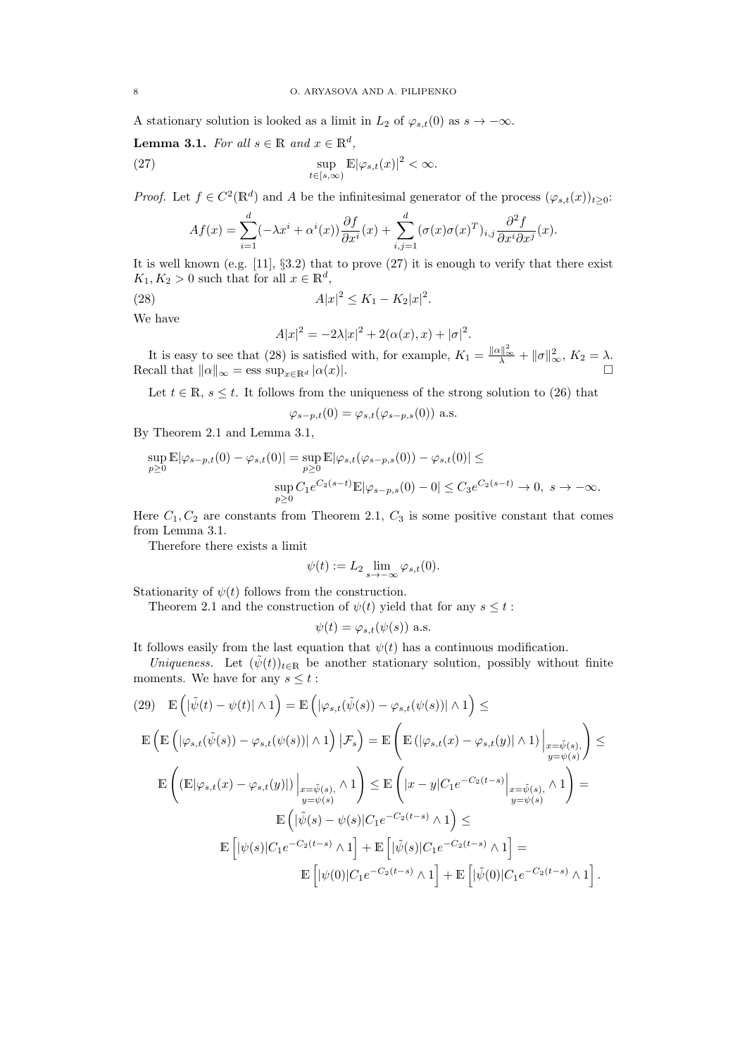A stationary solution is looked as a limit in $L_2$ of $\varphi_{s,t}(0)$ as $s \to -\infty$.

**Lemma 3.1.** *For all $s \in \mathbb{R}$ and $x \in \mathbb{R}^d$,*

$$\sup_{t\in[s,\infty)} \mathbb{E}|\varphi_{s,t}(x)|^2 < \infty. \tag{27}$$

*Proof.* Let $f \in C^2(\mathbb{R}^d)$ and $A$ be the infinitesimal generator of the process $(\varphi_{s,t}(x))_{t\geq 0}$:

$$Af(x) = \sum_{i=1}^d (-\lambda x^i + \alpha^i(x))\frac{\partial f}{\partial x^i}(x) + \sum_{i,j=1}^d (\sigma(x)\sigma(x)^T)_{i,j}\frac{\partial^2 f}{\partial x^i \partial x^j}(x).$$

It is well known (e.g. [11], §3.2) that to prove (27) it is enough to verify that there exist $K_1, K_2 > 0$ such that for all $x \in \mathbb{R}^d$,

$$A|x|^2 \leq K_1 - K_2|x|^2. \tag{28}$$

We have

$$A|x|^2 = -2\lambda|x|^2 + 2(\alpha(x), x) + |\sigma|^2.$$

It is easy to see that (28) is satisfied with, for example, $K_1 = \frac{\|\alpha\|_\infty^2}{\lambda} + \|\sigma\|_\infty^2$, $K_2 = \lambda$. Recall that $\|\alpha\|_\infty = \text{ess}\sup_{x\in\mathbb{R}^d}|\alpha(x)|$. □

Let $t \in \mathbb{R}$, $s \leq t$. It follows from the uniqueness of the strong solution to (26) that

$$\varphi_{s-p,t}(0) = \varphi_{s,t}(\varphi_{s-p,s}(0)) \text{ a.s.}$$

By Theorem 2.1 and Lemma 3.1,

$$\sup_{p\geq 0}\mathbb{E}|\varphi_{s-p,t}(0) - \varphi_{s,t}(0)| = \sup_{p\geq 0}\mathbb{E}|\varphi_{s,t}(\varphi_{s-p,s}(0)) - \varphi_{s,t}(0)| \leq$$

$$\sup_{p\geq 0} C_1 e^{C_2(s-t)}\mathbb{E}|\varphi_{s-p,s}(0) - 0| \leq C_3 e^{C_2(s-t)} \to 0, \ s \to -\infty.$$

Here $C_1, C_2$ are constants from Theorem 2.1, $C_3$ is some positive constant that comes from Lemma 3.1.

Therefore there exists a limit

$$\psi(t) := L_2 \lim_{s\to-\infty}\varphi_{s,t}(0).$$

Stationarity of $\psi(t)$ follows from the construction.

Theorem 2.1 and the construction of $\psi(t)$ yield that for any $s \leq t$ :

$$\psi(t) = \varphi_{s,t}(\psi(s)) \text{ a.s.}$$

It follows easily from the last equation that $\psi(t)$ has a continuous modification.

*Uniqueness.* Let $(\tilde{\psi}(t))_{t\in\mathbb{R}}$ be another stationary solution, possibly without finite moments. We have for any $s \leq t$ :

$$\mathbb{E}\left(|\tilde{\psi}(t) - \psi(t)| \wedge 1\right) = \mathbb{E}\left(|\varphi_{s,t}(\tilde{\psi}(s)) - \varphi_{s,t}(\psi(s))| \wedge 1\right) \leq \tag{29}$$

$$\mathbb{E}\left(\mathbb{E}\left(|\varphi_{s,t}(\tilde{\psi}(s)) - \varphi_{s,t}(\psi(s))| \wedge 1\right)\big|\mathcal{F}_s\right) = \mathbb{E}\left(\mathbb{E}\left(|\varphi_{s,t}(x) - \varphi_{s,t}(y)| \wedge 1\right)\Big|_{\substack{x=\tilde{\psi}(s),\\ y=\psi(s)}}\right) \leq$$

$$\mathbb{E}\left(\left(\mathbb{E}|\varphi_{s,t}(x) - \varphi_{s,t}(y)|\right)\Big|_{\substack{x=\tilde{\psi}(s),\\ y=\psi(s)}} \wedge 1\right) \leq \mathbb{E}\left(|x-y|C_1 e^{-C_2(t-s)}\Big|_{\substack{x=\tilde{\psi}(s),\\ y=\psi(s)}} \wedge 1\right) =$$

$$\mathbb{E}\left(|\tilde{\psi}(s) - \psi(s)|C_1 e^{-C_2(t-s)} \wedge 1\right) \leq$$

$$\mathbb{E}\left[|\psi(s)|C_1 e^{-C_2(t-s)} \wedge 1\right] + \mathbb{E}\left[|\tilde{\psi}(s)|C_1 e^{-C_2(t-s)} \wedge 1\right] =$$

$$\mathbb{E}\left[|\psi(0)|C_1 e^{-C_2(t-s)} \wedge 1\right] + \mathbb{E}\left[|\tilde{\psi}(0)|C_1 e^{-C_2(t-s)} \wedge 1\right].$$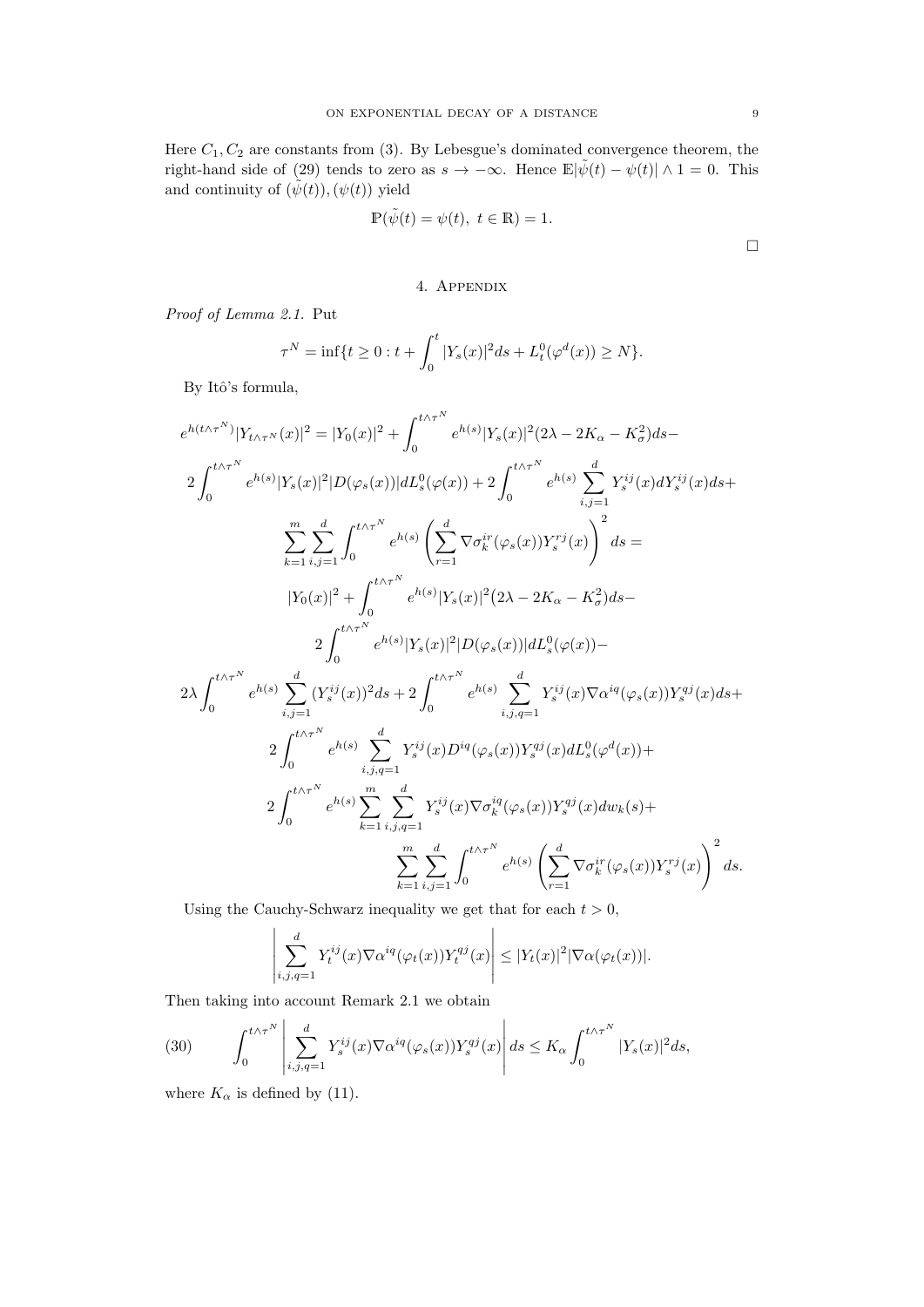Here $C_1, C_2$ are constants from (3). By Lebesgue's dominated convergence theorem, the right-hand side of (29) tends to zero as $s \to -\infty$. Hence $\mathbb{E}|\tilde{\psi}(t) - \psi(t)| \wedge 1 = 0$. This and continuity of $(\tilde{\psi}(t)), (\psi(t))$ yield

$$\mathbb{P}(\tilde{\psi}(t) = \psi(t),\ t \in \mathbb{R}) = 1.$$

$\square$

## 4. Appendix

*Proof of Lemma 2.1.* Put

$$\tau^N = \inf\{t \geq 0 : t + \int_0^t |Y_s(x)|^2 ds + L_t^0(\varphi^d(x)) \geq N\}.$$

By Itô's formula,

$$e^{h(t\wedge\tau^N)}|Y_{t\wedge\tau^N}(x)|^2 = |Y_0(x)|^2 + \int_0^{t\wedge\tau^N} e^{h(s)}|Y_s(x)|^2(2\lambda - 2K_\alpha - K_\sigma^2)ds -$$
$$2\int_0^{t\wedge\tau^N} e^{h(s)}|Y_s(x)|^2|D(\varphi_s(x))|dL_s^0(\varphi(x)) + 2\int_0^{t\wedge\tau^N} e^{h(s)}\sum_{i,j=1}^d Y_s^{ij}(x)dY_s^{ij}(x)ds +$$
$$\sum_{k=1}^m\sum_{i,j=1}^d\int_0^{t\wedge\tau^N} e^{h(s)}\left(\sum_{r=1}^d \nabla\sigma_k^{ir}(\varphi_s(x))Y_s^{rj}(x)\right)^2 ds =$$
$$|Y_0(x)|^2 + \int_0^{t\wedge\tau^N} e^{h(s)}|Y_s(x)|^2\big(2\lambda - 2K_\alpha - K_\sigma^2\big)ds -$$
$$2\int_0^{t\wedge\tau^N} e^{h(s)}|Y_s(x)|^2|D(\varphi_s(x))|dL_s^0(\varphi(x)) -$$
$$2\lambda\int_0^{t\wedge\tau^N} e^{h(s)}\sum_{i,j=1}^d (Y_s^{ij}(x))^2 ds + 2\int_0^{t\wedge\tau^N} e^{h(s)}\sum_{i,j,q=1}^d Y_s^{ij}(x)\nabla\alpha^{iq}(\varphi_s(x))Y_s^{qj}(x)ds +$$
$$2\int_0^{t\wedge\tau^N} e^{h(s)}\sum_{i,j,q=1}^d Y_s^{ij}(x)D^{iq}(\varphi_s(x))Y_s^{qj}(x)dL_s^0(\varphi^d(x)) +$$
$$2\int_0^{t\wedge\tau^N} e^{h(s)}\sum_{k=1}^m\sum_{i,j,q=1}^d Y_s^{ij}(x)\nabla\sigma_k^{iq}(\varphi_s(x))Y_s^{qj}(x)dw_k(s) +$$
$$\sum_{k=1}^m\sum_{i,j=1}^d\int_0^{t\wedge\tau^N} e^{h(s)}\left(\sum_{r=1}^d \nabla\sigma_k^{ir}(\varphi_s(x))Y_s^{rj}(x)\right)^2 ds.$$

Using the Cauchy-Schwarz inequality we get that for each $t > 0$,

$$\left|\sum_{i,j,q=1}^d Y_t^{ij}(x)\nabla\alpha^{iq}(\varphi_t(x))Y_t^{qj}(x)\right| \leq |Y_t(x)|^2|\nabla\alpha(\varphi_t(x))|.$$

Then taking into account Remark 2.1 we obtain

$$\int_0^{t\wedge\tau^N}\left|\sum_{i,j,q=1}^d Y_s^{ij}(x)\nabla\alpha^{iq}(\varphi_s(x))Y_s^{qj}(x)\right| ds \leq K_\alpha\int_0^{t\wedge\tau^N}|Y_s(x)|^2 ds, \tag{30}$$

where $K_\alpha$ is defined by (11).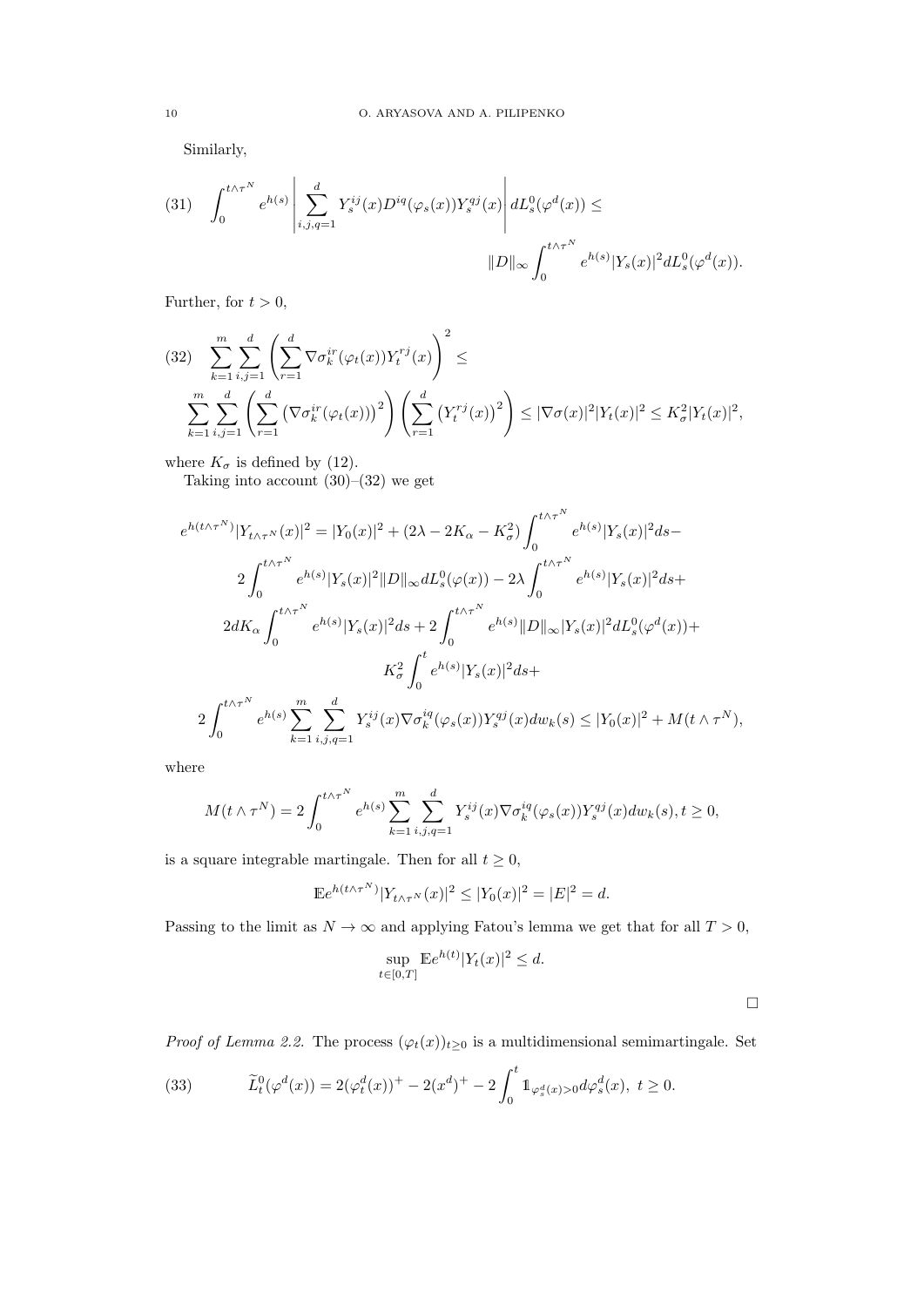Similarly,

$$
\int_0^{t\wedge\tau^N} e^{h(s)} \left| \sum_{i,j,q=1}^{d} Y_s^{ij}(x) D^{iq}(\varphi_s(x)) Y_s^{qj}(x) \right| dL_s^0(\varphi^d(x)) \le \|D\|_\infty \int_0^{t\wedge\tau^N} e^{h(s)} |Y_s(x)|^2 dL_s^0(\varphi^d(x)). \tag{31}
$$

Further, for $t > 0$,

$$
\sum_{k=1}^{m} \sum_{i,j=1}^{d} \left( \sum_{r=1}^{d} \nabla\sigma_k^{ir}(\varphi_t(x)) Y_t^{rj}(x) \right)^2 \le \sum_{k=1}^{m} \sum_{i,j=1}^{d} \left( \sum_{r=1}^{d} \left( \nabla\sigma_k^{ir}(\varphi_t(x)) \right)^2 \right) \left( \sum_{r=1}^{d} \left( Y_t^{rj}(x) \right)^2 \right) \le |\nabla\sigma(x)|^2 |Y_t(x)|^2 \le K_\sigma^2 |Y_t(x)|^2, \tag{32}
$$

where $K_\sigma$ is defined by (12).

Taking into account (30)–(32) we get

$$
\begin{aligned}
e^{h(t\wedge\tau^N)} |Y_{t\wedge\tau^N}(x)|^2 = &|Y_0(x)|^2 + (2\lambda - 2K_\alpha - K_\sigma^2) \int_0^{t\wedge\tau^N} e^{h(s)} |Y_s(x)|^2 ds - \\
&2 \int_0^{t\wedge\tau^N} e^{h(s)} |Y_s(x)|^2 \|D\|_\infty dL_s^0(\varphi(x)) - 2\lambda \int_0^{t\wedge\tau^N} e^{h(s)} |Y_s(x)|^2 ds + \\
&2dK_\alpha \int_0^{t\wedge\tau^N} e^{h(s)} |Y_s(x)|^2 ds + 2 \int_0^{t\wedge\tau^N} e^{h(s)} \|D\|_\infty |Y_s(x)|^2 dL_s^0(\varphi^d(x)) + \\
&K_\sigma^2 \int_0^t e^{h(s)} |Y_s(x)|^2 ds + \\
&2 \int_0^{t\wedge\tau^N} e^{h(s)} \sum_{k=1}^{m} \sum_{i,j,q=1}^{d} Y_s^{ij}(x) \nabla\sigma_k^{iq}(\varphi_s(x)) Y_s^{qj}(x) dw_k(s) \le |Y_0(x)|^2 + M(t\wedge\tau^N),
\end{aligned}
$$

where

$$
M(t\wedge\tau^N) = 2 \int_0^{t\wedge\tau^N} e^{h(s)} \sum_{k=1}^{m} \sum_{i,j,q=1}^{d} Y_s^{ij}(x) \nabla\sigma_k^{iq}(\varphi_s(x)) Y_s^{qj}(x) dw_k(s), t \ge 0,
$$

is a square integrable martingale. Then for all $t \ge 0$,

$$
\mathbb{E} e^{h(t\wedge\tau^N)} |Y_{t\wedge\tau^N}(x)|^2 \le |Y_0(x)|^2 = |E|^2 = d.
$$

Passing to the limit as $N \to \infty$ and applying Fatou's lemma we get that for all $T > 0$,

$$
\sup_{t\in[0,T]} \mathbb{E} e^{h(t)} |Y_t(x)|^2 \le d.
$$

□

*Proof of Lemma 2.2.* The process $(\varphi_t(x))_{t\ge0}$ is a multidimensional semimartingale. Set

$$
\widetilde{L}_t^0(\varphi^d(x)) = 2(\varphi_t^d(x))^+ - 2(x^d)^+ - 2\int_0^t 1\!\!1_{\varphi_s^d(x)>0} d\varphi_s^d(x), \ t \ge 0. \tag{33}
$$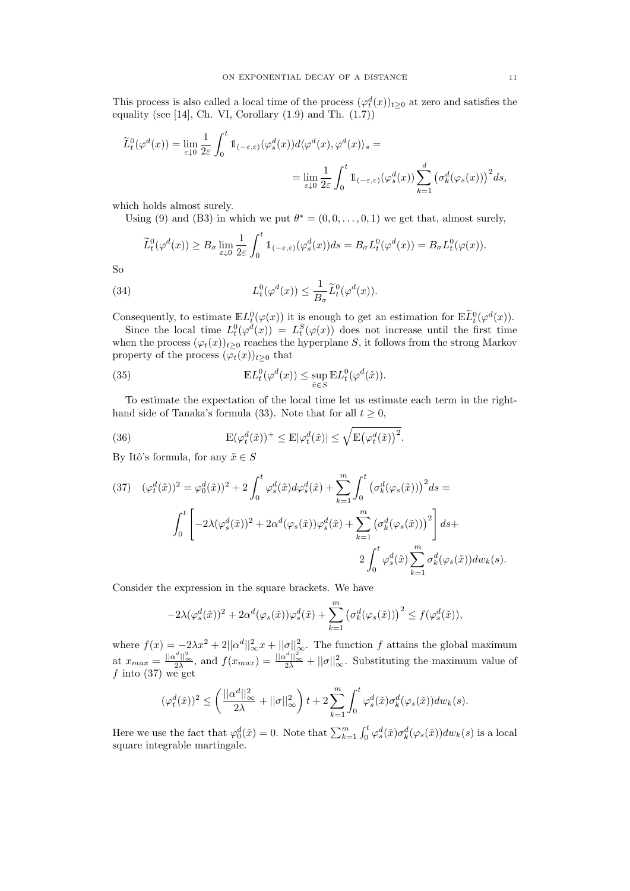This process is also called a local time of the process $(\varphi_t^d(x))_{t\geq 0}$ at zero and satisfies the equality (see [14], Ch. VI, Corollary (1.9) and Th. (1.7))

$$\widetilde{L}_t^0(\varphi^d(x)) = \lim_{\varepsilon\downarrow 0} \frac{1}{2\varepsilon}\int_0^t \mathbb{1}_{(-\varepsilon,\varepsilon)}(\varphi_s^d(x))d\langle\varphi^d(x),\varphi^d(x)\rangle_s =$$

$$= \lim_{\varepsilon\downarrow 0} \frac{1}{2\varepsilon}\int_0^t \mathbb{1}_{(-\varepsilon,\varepsilon)}(\varphi_s^d(x))\sum_{k=1}^d \left(\sigma_k^d(\varphi_s(x))\right)^2 ds,$$

which holds almost surely.

Using (9) and (B3) in which we put $\theta^* = (0,0,\ldots,0,1)$ we get that, almost surely,

$$\widetilde{L}_t^0(\varphi^d(x)) \geq B_\sigma \lim_{\varepsilon\downarrow 0}\frac{1}{2\varepsilon}\int_0^t \mathbb{1}_{(-\varepsilon,\varepsilon)}(\varphi_s^d(x))ds = B_\sigma L_t^0(\varphi^d(x)) = B_\sigma L_t^0(\varphi(x)).$$

So

$$L_t^0(\varphi^d(x)) \leq \frac{1}{B_\sigma}\widetilde{L}_t^0(\varphi^d(x)). \tag{34}$$

Consequently, to estimate $\mathbb{E}L_t^0(\varphi(x))$ it is enough to get an estimation for $\mathbb{E}\widetilde{L}_t^0(\varphi^d(x))$.

Since the local time $L_t^0(\varphi^d(x)) = L_t^S(\varphi(x))$ does not increase until the first time when the process $(\varphi_t(x))_{t\geq 0}$ reaches the hyperplane $S$, it follows from the strong Markov property of the process $(\varphi_t(x))_{t\geq 0}$ that

$$\mathbb{E}L_t^0(\varphi^d(x)) \leq \sup_{\tilde{x}\in S}\mathbb{E}L_t^0(\varphi^d(\tilde{x})). \tag{35}$$

To estimate the expectation of the local time let us estimate each term in the right-hand side of Tanaka's formula (33). Note that for all $t\geq 0$,

$$\mathbb{E}(\varphi_t^d(\tilde{x}))^+ \leq \mathbb{E}|\varphi_t^d(\tilde{x})| \leq \sqrt{\mathbb{E}\big(\varphi_t^d(\tilde{x})\big)^2}. \tag{36}$$

By Itô's formula, for any $\tilde{x}\in S$

$$(\varphi_t^d(\tilde{x}))^2 = \varphi_0^d(\tilde{x}))^2 + 2\int_0^t \varphi_s^d(\tilde{x})d\varphi_s^d(\tilde{x}) + \sum_{k=1}^m\int_0^t \left(\sigma_k^d(\varphi_s(\tilde{x}))\right)^2 ds = \tag{37}$$

$$\int_0^t \left[-2\lambda(\varphi_s^d(\tilde{x}))^2 + 2\alpha^d(\varphi_s(\tilde{x}))\varphi_s^d(\tilde{x}) + \sum_{k=1}^m \left(\sigma_k^d(\varphi_s(\tilde{x}))\right)^2\right]ds +$$

$$2\int_0^t \varphi_s^d(\tilde{x})\sum_{k=1}^m \sigma_k^d(\varphi_s(\tilde{x}))dw_k(s).$$

Consider the expression in the square brackets. We have

$$-2\lambda(\varphi_s^d(\tilde{x}))^2 + 2\alpha^d(\varphi_s(\tilde{x}))\varphi_s^d(\tilde{x}) + \sum_{k=1}^m \left(\sigma_k^d(\varphi_s(\tilde{x}))\right)^2 \leq f(\varphi_s^d(\tilde{x})),$$

where $f(x) = -2\lambda x^2 + 2||\alpha^d||_\infty^2 x + ||\sigma||_\infty^2$. The function $f$ attains the global maximum at $x_{max} = \frac{||\alpha^d||_\infty^2}{2\lambda}$, and $f(x_{max}) = \frac{||\alpha^d||_\infty^2}{2\lambda} + ||\sigma||_\infty^2$. Substituting the maximum value of $f$ into (37) we get

$$(\varphi_t^d(\tilde{x}))^2 \leq \left(\frac{||\alpha^d||_\infty^2}{2\lambda} + ||\sigma||_\infty^2\right)t + 2\sum_{k=1}^m\int_0^t \varphi_s^d(\tilde{x})\sigma_k^d(\varphi_s(\tilde{x}))dw_k(s).$$

Here we use the fact that $\varphi_0^d(\tilde{x}) = 0$. Note that $\sum_{k=1}^m\int_0^t \varphi_s^d(\tilde{x})\sigma_k^d(\varphi_s(\tilde{x}))dw_k(s)$ is a local square integrable martingale.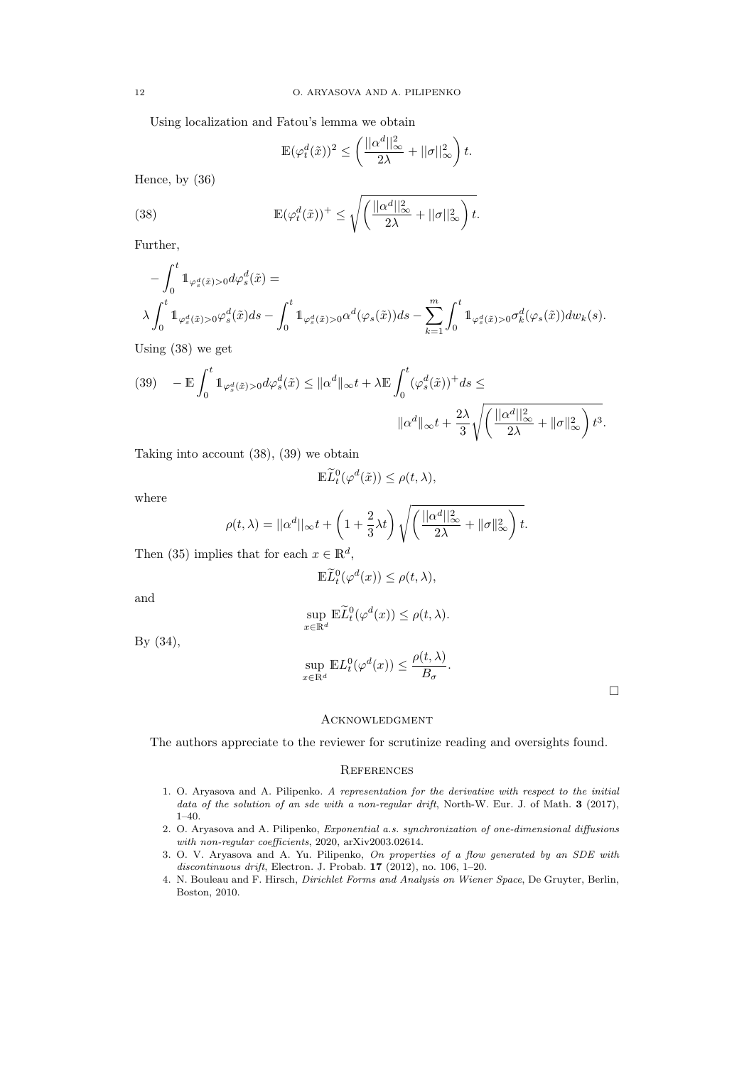Using localization and Fatou's lemma we obtain

$$\mathbb{E}(\varphi_t^d(\tilde{x}))^2 \leq \left(\frac{||\alpha^d||_\infty^2}{2\lambda} + ||\sigma||_\infty^2\right) t.$$

Hence, by (36)

$$\mathbb{E}(\varphi_t^d(\tilde{x}))^+ \leq \sqrt{\left(\frac{||\alpha^d||_\infty^2}{2\lambda} + ||\sigma||_\infty^2\right) t}. \tag{38}$$

Further,

$$-\int_0^t 1\!\!1_{\varphi_s^d(\tilde{x})>0} d\varphi_s^d(\tilde{x}) =$$
$$\lambda \int_0^t 1\!\!1_{\varphi_s^d(\tilde{x})>0} \varphi_s^d(\tilde{x}) ds - \int_0^t 1\!\!1_{\varphi_s^d(\tilde{x})>0} \alpha^d(\varphi_s(\tilde{x})) ds - \sum_{k=1}^m \int_0^t 1\!\!1_{\varphi_s^d(\tilde{x})>0} \sigma_k^d(\varphi_s(\tilde{x})) dw_k(s).$$

Using (38) we get

$$-\mathbb{E}\int_0^t 1\!\!1_{\varphi_s^d(\tilde{x})>0} d\varphi_s^d(\tilde{x}) \leq \|\alpha^d\|_\infty t + \lambda \mathbb{E}\int_0^t (\varphi_s^d(\tilde{x}))^+ ds \leq \tag{39}$$
$$\|\alpha^d\|_\infty t + \frac{2\lambda}{3}\sqrt{\left(\frac{||\alpha^d||_\infty^2}{2\lambda} + \|\sigma\|_\infty^2\right) t^3}.$$

Taking into account (38), (39) we obtain

$$\mathbb{E}\widetilde{L}_t^0(\varphi^d(\tilde{x})) \leq \rho(t, \lambda),$$

where

$$\rho(t, \lambda) = ||\alpha^d||_\infty t + \left(1 + \frac{2}{3}\lambda t\right)\sqrt{\left(\frac{||\alpha^d||_\infty^2}{2\lambda} + \|\sigma\|_\infty^2\right) t}.$$

Then (35) implies that for each $x \in \mathbb{R}^d$,

$$\mathbb{E}\widetilde{L}_t^0(\varphi^d(x)) \leq \rho(t, \lambda),$$

and

$$\sup_{x\in\mathbb{R}^d} \mathbb{E}\widetilde{L}_t^0(\varphi^d(x)) \leq \rho(t, \lambda).$$

By (34),

$$\sup_{x\in\mathbb{R}^d} \mathbb{E}L_t^0(\varphi^d(x)) \leq \frac{\rho(t, \lambda)}{B_\sigma}.$$

□

## Acknowledgment

The authors appreciate to the reviewer for scrutinize reading and oversights found.

## References

1. O. Aryasova and A. Pilipenko. *A representation for the derivative with respect to the initial data of the solution of an sde with a non-regular drift*, North-W. Eur. J. of Math. **3** (2017), 1–40.
2. O. Aryasova and A. Pilipenko, *Exponential a.s. synchronization of one-dimensional diffusions with non-regular coefficients*, 2020, arXiv2003.02614.
3. O. V. Aryasova and A. Yu. Pilipenko, *On properties of a flow generated by an SDE with discontinuous drift*, Electron. J. Probab. **17** (2012), no. 106, 1–20.
4. N. Bouleau and F. Hirsch, *Dirichlet Forms and Analysis on Wiener Space*, De Gruyter, Berlin, Boston, 2010.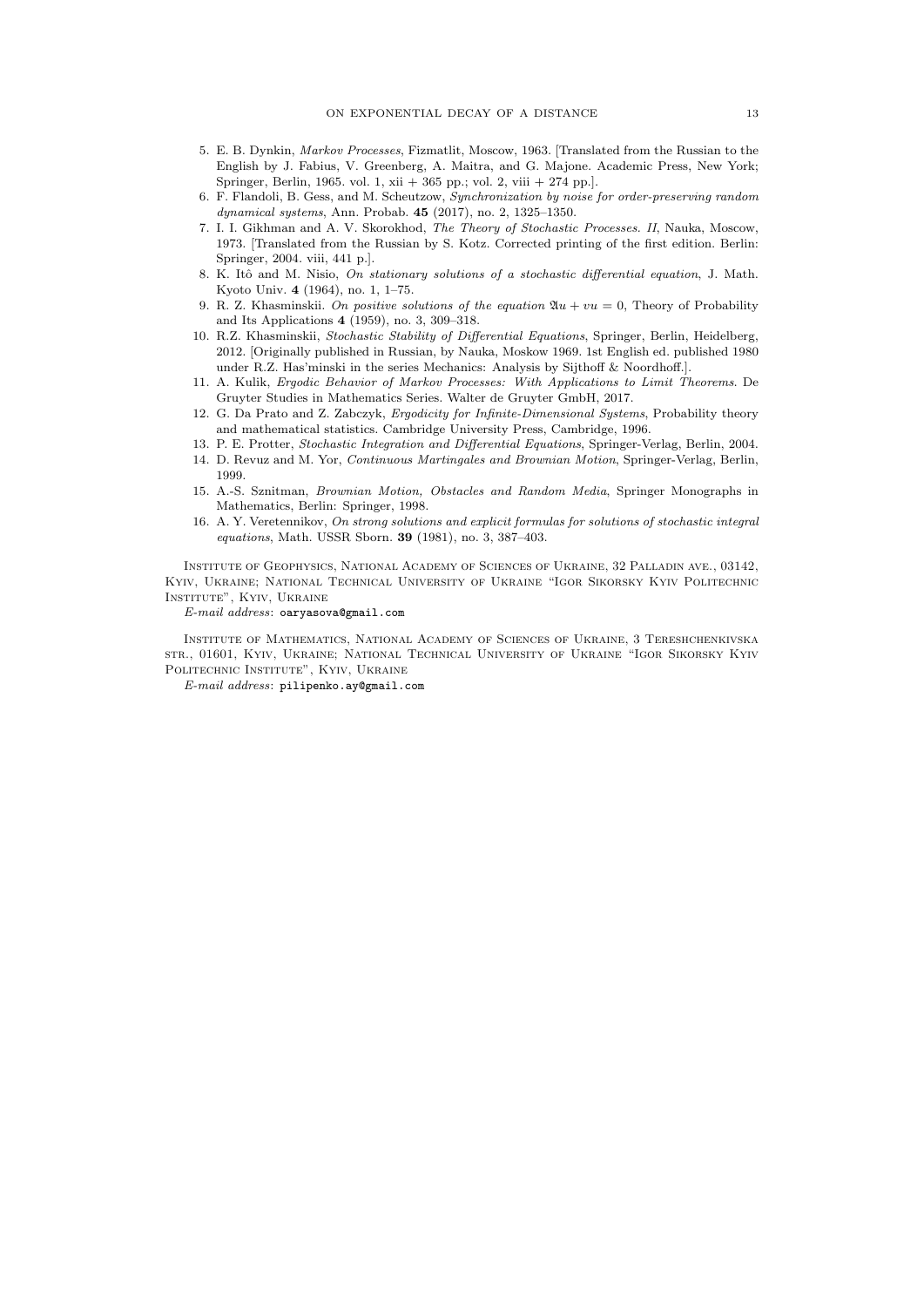5. E. B. Dynkin, *Markov Processes*, Fizmatlit, Moscow, 1963. [Translated from the Russian to the English by J. Fabius, V. Greenberg, A. Maitra, and G. Majone. Academic Press, New York; Springer, Berlin, 1965. vol. 1, xii + 365 pp.; vol. 2, viii + 274 pp.].
6. F. Flandoli, B. Gess, and M. Scheutzow, *Synchronization by noise for order-preserving random dynamical systems*, Ann. Probab. **45** (2017), no. 2, 1325–1350.
7. I. I. Gikhman and A. V. Skorokhod, *The Theory of Stochastic Processes. II*, Nauka, Moscow, 1973. [Translated from the Russian by S. Kotz. Corrected printing of the first edition. Berlin: Springer, 2004. viii, 441 p.].
8. K. Itô and M. Nisio, *On stationary solutions of a stochastic differential equation*, J. Math. Kyoto Univ. **4** (1964), no. 1, 1–75.
9. R. Z. Khasminskii. *On positive solutions of the equation $\mathfrak{A}u + vu = 0$*, Theory of Probability and Its Applications **4** (1959), no. 3, 309–318.
10. R.Z. Khasminskii, *Stochastic Stability of Differential Equations*, Springer, Berlin, Heidelberg, 2012. [Originally published in Russian, by Nauka, Moskow 1969. 1st English ed. published 1980 under R.Z. Has'minski in the series Mechanics: Analysis by Sijthoff & Noordhoff.].
11. A. Kulik, *Ergodic Behavior of Markov Processes: With Applications to Limit Theorems*. De Gruyter Studies in Mathematics Series. Walter de Gruyter GmbH, 2017.
12. G. Da Prato and Z. Zabczyk, *Ergodicity for Infinite-Dimensional Systems*, Probability theory and mathematical statistics. Cambridge University Press, Cambridge, 1996.
13. P. E. Protter, *Stochastic Integration and Differential Equations*, Springer-Verlag, Berlin, 2004.
14. D. Revuz and M. Yor, *Continuous Martingales and Brownian Motion*, Springer-Verlag, Berlin, 1999.
15. A.-S. Sznitman, *Brownian Motion, Obstacles and Random Media*, Springer Monographs in Mathematics, Berlin: Springer, 1998.
16. A. Y. Veretennikov, *On strong solutions and explicit formulas for solutions of stochastic integral equations*, Math. USSR Sborn. **39** (1981), no. 3, 387–403.

Institute of Geophysics, National Academy of Sciences of Ukraine, 32 Palladin ave., 03142, Kyiv, Ukraine; National Technical University of Ukraine "Igor Sikorsky Kyiv Politechnic Institute", Kyiv, Ukraine

*E-mail address*: oaryasova@gmail.com

Institute of Mathematics, National Academy of Sciences of Ukraine, 3 Tereshchenkivska str., 01601, Kyiv, Ukraine; National Technical University of Ukraine "Igor Sikorsky Kyiv Politechnic Institute", Kyiv, Ukraine

*E-mail address*: pilipenko.ay@gmail.com